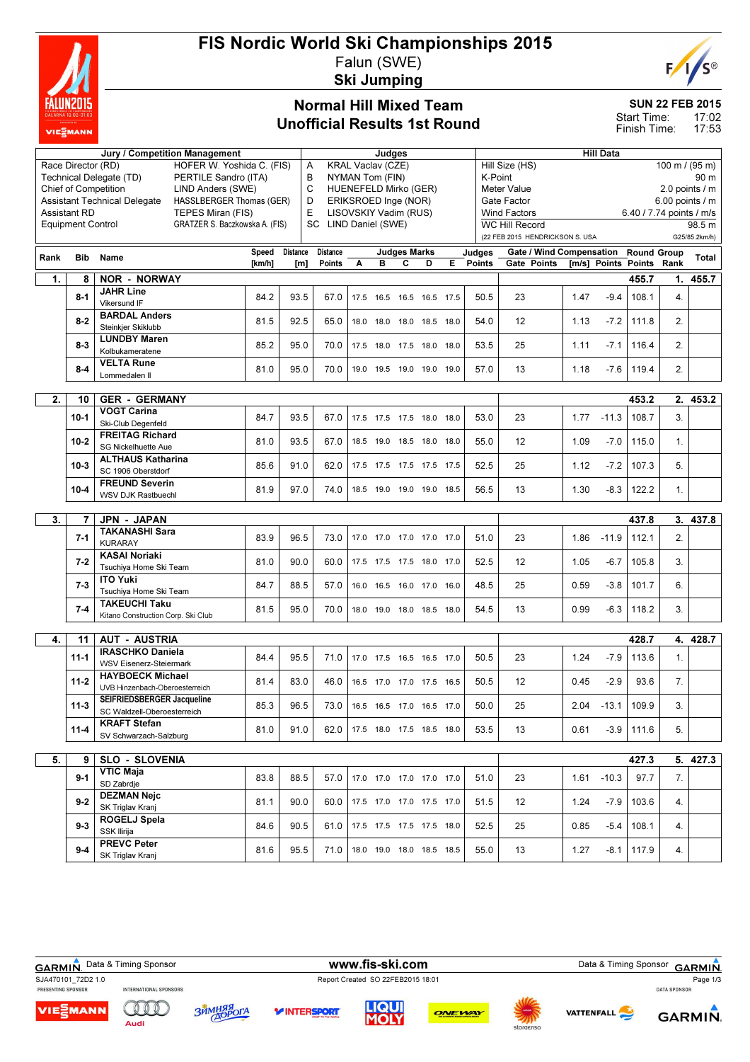# FIS Nordic World Ski Championships 2015

Falun (SWE)

**Ski Jumping**

## Normal Hill Mixed Team
## Unofficial Results 1st Round

**SUN 22 FEB 2015**
Start Time: 17:02
Finish Time: 17:53

| Jury / Competition Management | | Judges | | Hill Data | |
|---|---|---|---|---|---|
| Race Director (RD) | HOFER W. Yoshida C. (FIS) | A | KRAL Vaclav (CZE) | Hill Size (HS) | 100 m / (95 m) |
| Technical Delegate (TD) | PERTILE Sandro (ITA) | B | NYMAN Tom (FIN) | K-Point | 90 m |
| Chief of Competition | LIND Anders (SWE) | C | HUENEFELD Mirko (GER) | Meter Value | 2.0 points / m |
| Assistant Technical Delegate | HASSLBERGER Thomas (GER) | D | ERIKSROED Inge (NOR) | Gate Factor | 6.00 points / m |
| Assistant RD | TEPES Miran (FIS) | E | LISOVSKIY Vadim (RUS) | Wind Factors | 6.40 / 7.74 points / m/s |
| Equipment Control | GRATZER S. Baczkowska A. (FIS) | SC | LIND Daniel (SWE) | WC Hill Record | 98.5 m |
| | | | | (22 FEB 2015 HENDRICKSON S. USA | G25/85.2km/h) |

| Rank | Bib | Name | Speed [km/h] | Distance [m] | Distance Points | A | B | C | D | E | Judges Points | Gate | Gate Points | Wind [m/s] | Wind Points | Round Points | Group Rank | Total |
|---|---|---|---|---|---|---|---|---|---|---|---|---|---|---|---|---|---|---|
| 1. | 8 | NOR - NORWAY | | | | | | | | | | | | | | 455.7 | 1. | 455.7 |
| | 8-1 | JAHR Line<br>Vikersund IF | 84.2 | 93.5 | 67.0 | 17.5 | 16.5 | 16.5 | 16.5 | 17.5 | 50.5 | 23 | | 1.47 | -9.4 | 108.1 | 4. | |
| | 8-2 | BARDAL Anders<br>Steinkjer Skiklubb | 81.5 | 92.5 | 65.0 | 18.0 | 18.0 | 18.0 | 18.5 | 18.0 | 54.0 | 12 | | 1.13 | -7.2 | 111.8 | 2. | |
| | 8-3 | LUNDBY Maren<br>Kolbukameratene | 85.2 | 95.0 | 70.0 | 17.5 | 18.0 | 17.5 | 18.0 | 18.0 | 53.5 | 25 | | 1.11 | -7.1 | 116.4 | 2. | |
| | 8-4 | VELTA Rune<br>Lommedalen Il | 81.0 | 95.0 | 70.0 | 19.0 | 19.5 | 19.0 | 19.0 | 19.0 | 57.0 | 13 | | 1.18 | -7.6 | 119.4 | 2. | |
| 2. | 10 | GER - GERMANY | | | | | | | | | | | | | | 453.2 | 2. | 453.2 |
| | 10-1 | VOGT Carina<br>Ski-Club Degenfeld | 84.7 | 93.5 | 67.0 | 17.5 | 17.5 | 17.5 | 18.0 | 18.0 | 53.0 | 23 | | 1.77 | -11.3 | 108.7 | 3. | |
| | 10-2 | FREITAG Richard<br>SG Nickelhuette Aue | 81.0 | 93.5 | 67.0 | 18.5 | 19.0 | 18.5 | 18.0 | 18.0 | 55.0 | 12 | | 1.09 | -7.0 | 115.0 | 1. | |
| | 10-3 | ALTHAUS Katharina<br>SC 1906 Oberstdorf | 85.6 | 91.0 | 62.0 | 17.5 | 17.5 | 17.5 | 17.5 | 17.5 | 52.5 | 25 | | 1.12 | -7.2 | 107.3 | 5. | |
| | 10-4 | FREUND Severin<br>WSV DJK Rastbuechl | 81.9 | 97.0 | 74.0 | 18.5 | 19.0 | 19.0 | 19.0 | 18.5 | 56.5 | 13 | | 1.30 | -8.3 | 122.2 | 1. | |
| 3. | 7 | JPN - JAPAN | | | | | | | | | | | | | | 437.8 | 3. | 437.8 |
| | 7-1 | TAKANASHI Sara<br>KURARAY | 83.9 | 96.5 | 73.0 | 17.0 | 17.0 | 17.0 | 17.0 | 17.0 | 51.0 | 23 | | 1.86 | -11.9 | 112.1 | 2. | |
| | 7-2 | KASAI Noriaki<br>Tsuchiya Home Ski Team | 81.0 | 90.0 | 60.0 | 17.5 | 17.5 | 17.5 | 18.0 | 17.0 | 52.5 | 12 | | 1.05 | -6.7 | 105.8 | 3. | |
| | 7-3 | ITO Yuki<br>Tsuchiya Home Ski Team | 84.7 | 88.5 | 57.0 | 16.0 | 16.5 | 16.0 | 17.0 | 16.0 | 48.5 | 25 | | 0.59 | -3.8 | 101.7 | 6. | |
| | 7-4 | TAKEUCHI Taku<br>Kitano Construction Corp. Ski Club | 81.5 | 95.0 | 70.0 | 18.0 | 19.0 | 18.0 | 18.5 | 18.0 | 54.5 | 13 | | 0.99 | -6.3 | 118.2 | 3. | |
| 4. | 11 | AUT - AUSTRIA | | | | | | | | | | | | | | 428.7 | 4. | 428.7 |
| | 11-1 | IRASCHKO Daniela<br>WSV Eisenerz-Steiermark | 84.4 | 95.5 | 71.0 | 17.0 | 17.5 | 16.5 | 16.5 | 17.0 | 50.5 | 23 | | 1.24 | -7.9 | 113.6 | 1. | |
| | 11-2 | HAYBOECK Michael<br>UVB Hinzenbach-Oberoesterreich | 81.4 | 83.0 | 46.0 | 16.5 | 17.0 | 17.0 | 17.5 | 16.5 | 50.5 | 12 | | 0.45 | -2.9 | 93.6 | 7. | |
| | 11-3 | SEIFRIEDSBERGER Jacqueline<br>SC Waldzell-Oberoesterreich | 85.3 | 96.5 | 73.0 | 16.5 | 16.5 | 17.0 | 16.5 | 17.0 | 50.0 | 25 | | 2.04 | -13.1 | 109.9 | 3. | |
| | 11-4 | KRAFT Stefan<br>SV Schwarzach-Salzburg | 81.0 | 91.0 | 62.0 | 17.5 | 18.0 | 17.5 | 18.5 | 18.0 | 53.5 | 13 | | 0.61 | -3.9 | 111.6 | 5. | |
| 5. | 9 | SLO - SLOVENIA | | | | | | | | | | | | | | 427.3 | 5. | 427.3 |
| | 9-1 | VTIC Maja<br>SD Zabrdje | 83.8 | 88.5 | 57.0 | 17.0 | 17.0 | 17.0 | 17.0 | 17.0 | 51.0 | 23 | | 1.61 | -10.3 | 97.7 | 7. | |
| | 9-2 | DEZMAN Nejc<br>SK Triglav Kranj | 81.1 | 90.0 | 60.0 | 17.5 | 17.0 | 17.0 | 17.5 | 17.0 | 51.5 | 12 | | 1.24 | -7.9 | 103.6 | 4. | |
| | 9-3 | ROGELJ Spela<br>SSK Ilirija | 84.6 | 90.5 | 61.0 | 17.5 | 17.5 | 17.5 | 17.5 | 18.0 | 52.5 | 25 | | 0.85 | -5.4 | 108.1 | 4. | |
| | 9-4 | PREVC Peter<br>SK Triglav Kranj | 81.6 | 95.5 | 71.0 | 18.0 | 19.0 | 18.0 | 18.5 | 18.5 | 55.0 | 13 | | 1.27 | -8.1 | 117.9 | 4. | |

GARMIN Data & Timing Sponsor — www.fis-ski.com — Data & Timing Sponsor GARMIN

SJA470101_72D2 1.0 — Report Created SO 22FEB2015 18:01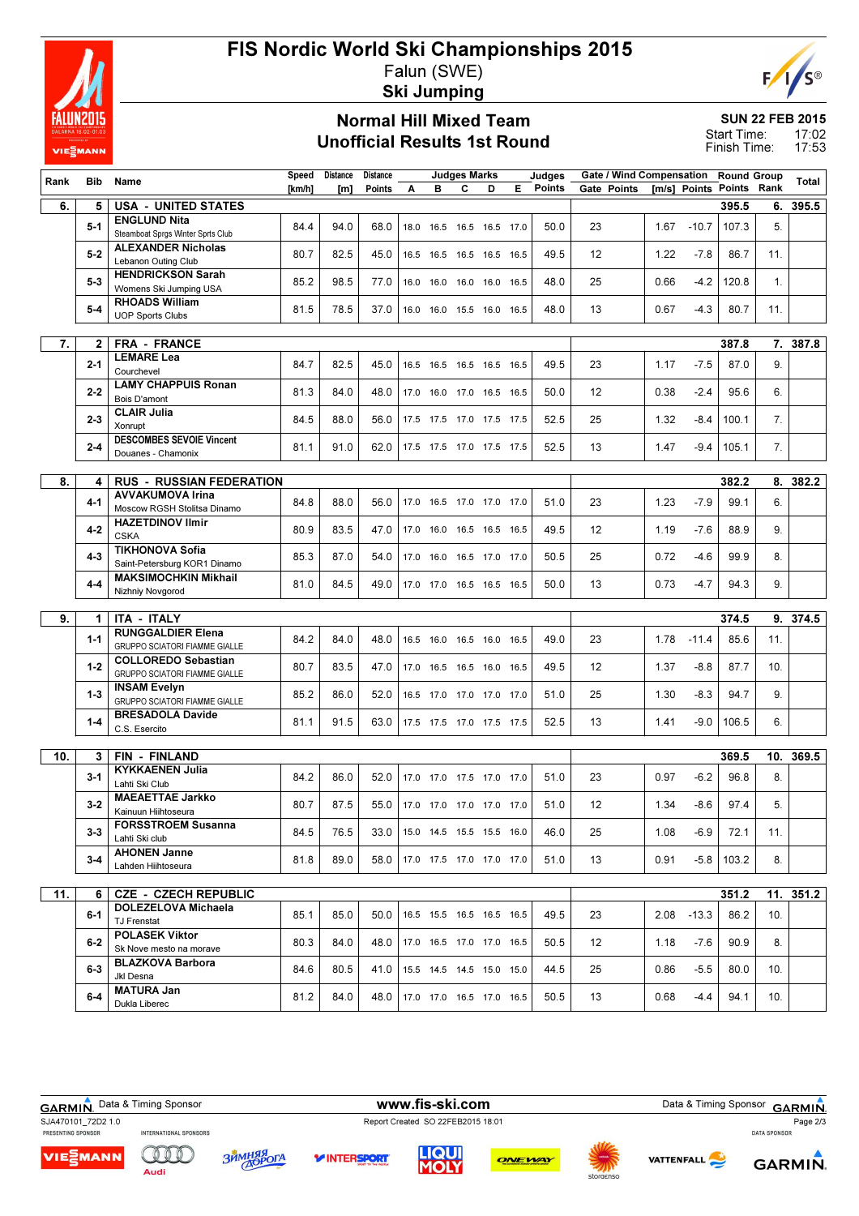# FIS Nordic World Ski Championships 2015

Falun (SWE)

**Ski Jumping**

## Normal Hill Mixed Team
## Unofficial Results 1st Round

**SUN 22 FEB 2015**
Start Time: 17:02
Finish Time: 17:53

| Rank | Bib | Name | Speed [km/h] | Distance [m] | Distance Points | Judges Marks A | B | C | D | E | Judges Points | Gate | Gate Points | Wind [m/s] | Wind Points | Round Points | Group Rank | Total |
|---|---|---|---|---|---|---|---|---|---|---|---|---|---|---|---|---|---|---|
| 6. | 5 | **USA - UNITED STATES** | | | | | | | | | | | | | | 395.5 | 6. | 395.5 |
| | 5-1 | **ENGLUND Nita** Steamboat Sprgs Winter Sprts Club | 84.4 | 94.0 | 68.0 | 18.0 | 16.5 | 16.5 | 16.5 | 17.0 | 50.0 | 23 | | 1.67 | -10.7 | 107.3 | 5. | |
| | 5-2 | **ALEXANDER Nicholas** Lebanon Outing Club | 80.7 | 82.5 | 45.0 | 16.5 | 16.5 | 16.5 | 16.5 | 16.5 | 49.5 | 12 | | 1.22 | -7.8 | 86.7 | 11. | |
| | 5-3 | **HENDRICKSON Sarah** Womens Ski Jumping USA | 85.2 | 98.5 | 77.0 | 16.0 | 16.0 | 16.0 | 16.0 | 16.5 | 48.0 | 25 | | 0.66 | -4.2 | 120.8 | 1. | |
| | 5-4 | **RHOADS William** UOP Sports Clubs | 81.5 | 78.5 | 37.0 | 16.0 | 16.0 | 15.5 | 16.0 | 16.5 | 48.0 | 13 | | 0.67 | -4.3 | 80.7 | 11. | |
| 7. | 2 | **FRA - FRANCE** | | | | | | | | | | | | | | 387.8 | 7. | 387.8 |
| | 2-1 | **LEMARE Lea** Courchevel | 84.7 | 82.5 | 45.0 | 16.5 | 16.5 | 16.5 | 16.5 | 16.5 | 49.5 | 23 | | 1.17 | -7.5 | 87.0 | 9. | |
| | 2-2 | **LAMY CHAPPUIS Ronan** Bois D'amont | 81.3 | 84.0 | 48.0 | 17.0 | 16.0 | 17.0 | 16.5 | 16.5 | 50.0 | 12 | | 0.38 | -2.4 | 95.6 | 6. | |
| | 2-3 | **CLAIR Julia** Xonrupt | 84.5 | 88.0 | 56.0 | 17.5 | 17.5 | 17.0 | 17.5 | 17.5 | 52.5 | 25 | | 1.32 | -8.4 | 100.1 | 7. | |
| | 2-4 | **DESCOMBES SEVOIE Vincent** Douanes - Chamonix | 81.1 | 91.0 | 62.0 | 17.5 | 17.5 | 17.0 | 17.5 | 17.5 | 52.5 | 13 | | 1.47 | -9.4 | 105.1 | 7. | |
| 8. | 4 | **RUS - RUSSIAN FEDERATION** | | | | | | | | | | | | | | 382.2 | 8. | 382.2 |
| | 4-1 | **AVVAKUMOVA Irina** Moscow RGSH Stolitsa Dinamo | 84.8 | 88.0 | 56.0 | 17.0 | 16.5 | 17.0 | 17.0 | 17.0 | 51.0 | 23 | | 1.23 | -7.9 | 99.1 | 6. | |
| | 4-2 | **HAZETDINOV Ilmir** CSKA | 80.9 | 83.5 | 47.0 | 17.0 | 16.0 | 16.5 | 16.5 | 16.5 | 49.5 | 12 | | 1.19 | -7.6 | 88.9 | 9. | |
| | 4-3 | **TIKHONOVA Sofia** Saint-Petersburg KOR1 Dinamo | 85.3 | 87.0 | 54.0 | 17.0 | 16.0 | 16.5 | 17.0 | 17.0 | 50.5 | 25 | | 0.72 | -4.6 | 99.9 | 8. | |
| | 4-4 | **MAKSIMOCHKIN Mikhail** Nizhniy Novgorod | 81.0 | 84.5 | 49.0 | 17.0 | 17.0 | 16.5 | 16.5 | 16.5 | 50.0 | 13 | | 0.73 | -4.7 | 94.3 | 9. | |
| 9. | 1 | **ITA - ITALY** | | | | | | | | | | | | | | 374.5 | 9. | 374.5 |
| | 1-1 | **RUNGGALDIER Elena** GRUPPO SCIATORI FIAMME GIALLE | 84.2 | 84.0 | 48.0 | 16.5 | 16.0 | 16.5 | 16.0 | 16.5 | 49.0 | 23 | | 1.78 | -11.4 | 85.6 | 11. | |
| | 1-2 | **COLLOREDO Sebastian** GRUPPO SCIATORI FIAMME GIALLE | 80.7 | 83.5 | 47.0 | 17.0 | 16.5 | 16.5 | 16.0 | 16.5 | 49.5 | 12 | | 1.37 | -8.8 | 87.7 | 10. | |
| | 1-3 | **INSAM Evelyn** GRUPPO SCIATORI FIAMME GIALLE | 85.2 | 86.0 | 52.0 | 16.5 | 17.0 | 17.0 | 17.0 | 17.0 | 51.0 | 25 | | 1.30 | -8.3 | 94.7 | 9. | |
| | 1-4 | **BRESADOLA Davide** C.S. Esercito | 81.1 | 91.5 | 63.0 | 17.5 | 17.5 | 17.0 | 17.5 | 17.5 | 52.5 | 13 | | 1.41 | -9.0 | 106.5 | 6. | |
| 10. | 3 | **FIN - FINLAND** | | | | | | | | | | | | | | 369.5 | 10. | 369.5 |
| | 3-1 | **KYKKAENEN Julia** Lahti Ski Club | 84.2 | 86.0 | 52.0 | 17.0 | 17.0 | 17.5 | 17.0 | 17.0 | 51.0 | 23 | | 0.97 | -6.2 | 96.8 | 8. | |
| | 3-2 | **MAEAETTAE Jarkko** Kainuun Hiihtoseura | 80.7 | 87.5 | 55.0 | 17.0 | 17.0 | 17.0 | 17.0 | 17.0 | 51.0 | 12 | | 1.34 | -8.6 | 97.4 | 5. | |
| | 3-3 | **FORSSTROEM Susanna** Lahti Ski club | 84.5 | 76.5 | 33.0 | 15.0 | 14.5 | 15.5 | 15.5 | 16.0 | 46.0 | 25 | | 1.08 | -6.9 | 72.1 | 11. | |
| | 3-4 | **AHONEN Janne** Lahden Hiihtoseura | 81.8 | 89.0 | 58.0 | 17.0 | 17.5 | 17.0 | 17.0 | 17.0 | 51.0 | 13 | | 0.91 | -5.8 | 103.2 | 8. | |
| 11. | 6 | **CZE - CZECH REPUBLIC** | | | | | | | | | | | | | | 351.2 | 11. | 351.2 |
| | 6-1 | **DOLEZELOVA Michaela** TJ Frenstat | 85.1 | 85.0 | 50.0 | 16.5 | 15.5 | 16.5 | 16.5 | 16.5 | 49.5 | 23 | | 2.08 | -13.3 | 86.2 | 10. | |
| | 6-2 | **POLASEK Viktor** Sk Nove mesto na morave | 80.3 | 84.0 | 48.0 | 17.0 | 16.5 | 17.0 | 17.0 | 16.5 | 50.5 | 12 | | 1.18 | -7.6 | 90.9 | 8. | |
| | 6-3 | **BLAZKOVA Barbora** Jkl Desna | 84.6 | 80.5 | 41.0 | 15.5 | 14.5 | 14.5 | 15.0 | 15.0 | 44.5 | 25 | | 0.86 | -5.5 | 80.0 | 10. | |
| | 6-4 | **MATURA Jan** Dukla Liberec | 81.2 | 84.0 | 48.0 | 17.0 | 17.0 | 16.5 | 17.0 | 16.5 | 50.5 | 13 | | 0.68 | -4.4 | 94.1 | 10. | |

GARMIN Data & Timing Sponsor www.fis-ski.com Data & Timing Sponsor GARMIN

SJA470101_72D2 1.0 Report Created SO 22FEB2015 18:01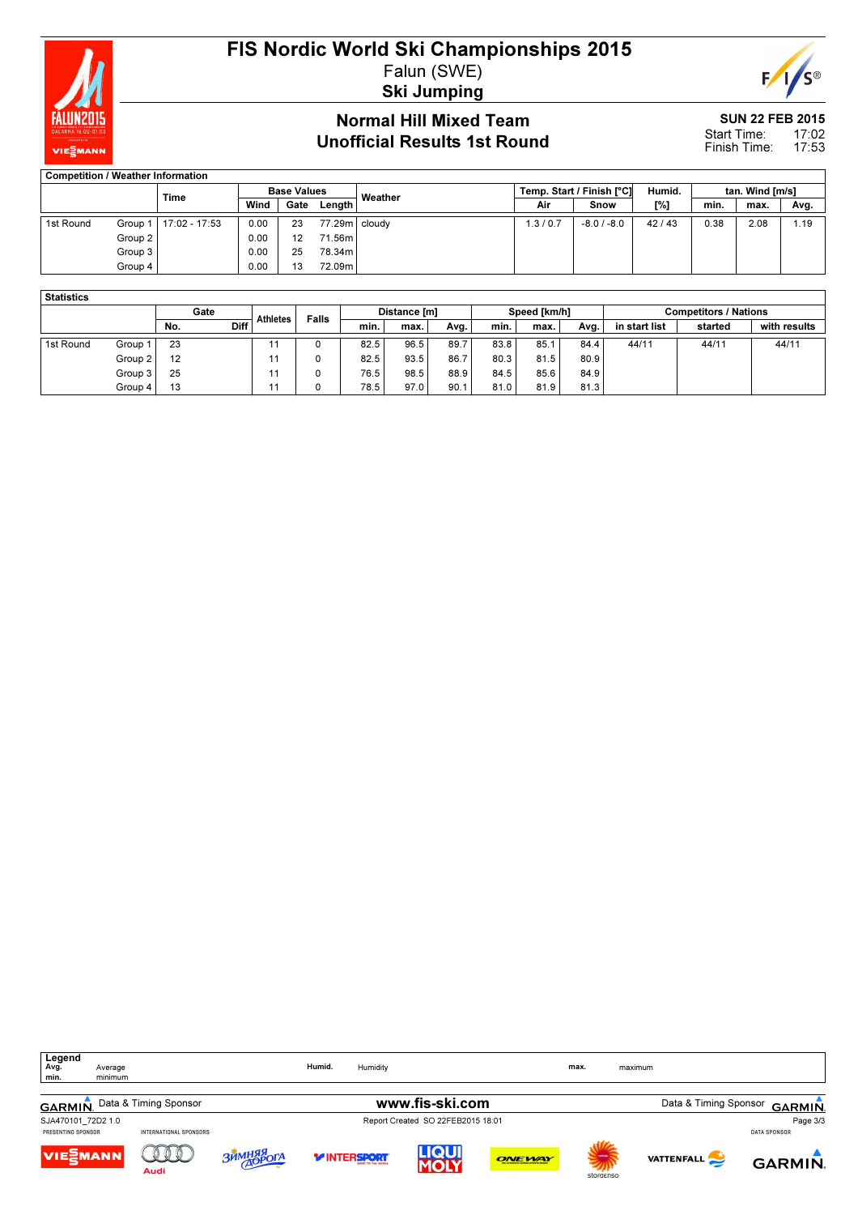# FIS Nordic World Ski Championships 2015

Falun (SWE)

**Ski Jumping**

## Normal Hill Mixed Team
## Unofficial Results 1st Round

**SUN 22 FEB 2015**

Start Time: 17:02
Finish Time: 17:53

**Competition / Weather Information**

| | | Time | Base Values | | | Weather | Temp. Start / Finish [°C] | | Humid. | tan. Wind [m/s] | | |
|---|---|---|---|---|---|---|---|---|---|---|---|---|
| | | | Wind | Gate | Length | | Air | Snow | [%] | min. | max. | Avg. |
| 1st Round | Group 1 | 17:02 - 17:53 | 0.00 | 23 | 77.29m | cloudy | 1.3 / 0.7 | -8.0 / -8.0 | 42 / 43 | 0.38 | 2.08 | 1.19 |
| | Group 2 | | 0.00 | 12 | 71.56m | | | | | | | |
| | Group 3 | | 0.00 | 25 | 78.34m | | | | | | | |
| | Group 4 | | 0.00 | 13 | 72.09m | | | | | | | |

**Statistics**

| | | Gate | | Athletes | Falls | Distance [m] | | | Speed [km/h] | | | Competitors / Nations | | |
|---|---|---|---|---|---|---|---|---|---|---|---|---|---|---|
| | | No. | Diff | | | min. | max. | Avg. | min. | max. | Avg. | in start list | started | with results |
| 1st Round | Group 1 | 23 | | 11 | 0 | 82.5 | 96.5 | 89.7 | 83.8 | 85.1 | 84.4 | 44/11 | 44/11 | 44/11 |
| | Group 2 | 12 | | 11 | 0 | 82.5 | 93.5 | 86.7 | 80.3 | 81.5 | 80.9 | | | |
| | Group 3 | 25 | | 11 | 0 | 76.5 | 98.5 | 88.9 | 84.5 | 85.6 | 84.9 | | | |
| | Group 4 | 13 | | 11 | 0 | 78.5 | 97.0 | 90.1 | 81.0 | 81.9 | 81.3 | | | |

**Legend**

| | | | | | |
|---|---|---|---|---|---|
| Avg. | Average | Humid. | Humidity | max. | maximum |
| min. | minimum | | | | |

GARMIN Data & Timing Sponsor — www.fis-ski.com — Data & Timing Sponsor GARMIN

SJA470101_72D2 1.0 — Report Created SO 22FEB2015 18:01